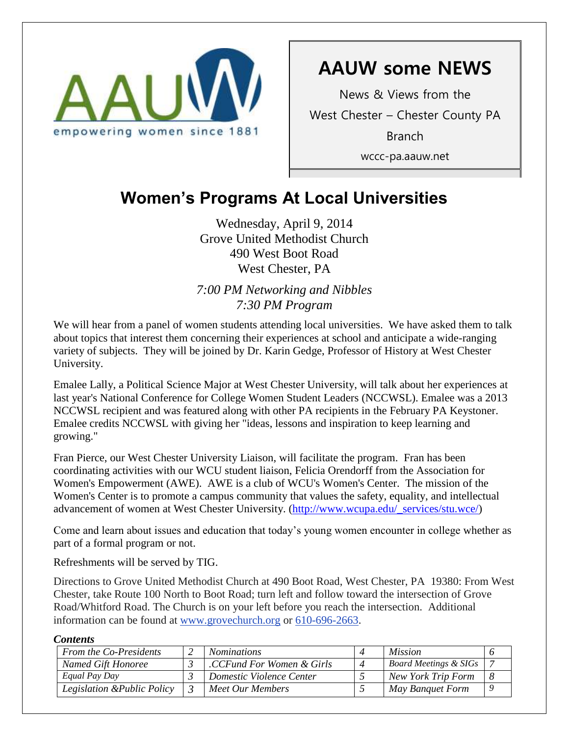AAUW

empowering women since 1881

# AAUW some NEWS

News & Views from the

West Chester – Chester County PA Branch

wccc-pa.aauw.net

## Women's Programs At Local Universities

Wednesday, April 9, 2014
Grove United Methodist Church
490 West Boot Road
West Chester, PA

*7:00 PM Networking and Nibbles*
*7:30 PM Program*

We will hear from a panel of women students attending local universities. We have asked them to talk about topics that interest them concerning their experiences at school and anticipate a wide-ranging variety of subjects. They will be joined by Dr. Karin Gedge, Professor of History at West Chester University.

Emalee Lally, a Political Science Major at West Chester University, will talk about her experiences at last year's National Conference for College Women Student Leaders (NCCWSL). Emalee was a 2013 NCCWSL recipient and was featured along with other PA recipients in the February PA Keystoner. Emalee credits NCCWSL with giving her "ideas, lessons and inspiration to keep learning and growing."

Fran Pierce, our West Chester University Liaison, will facilitate the program. Fran has been coordinating activities with our WCU student liaison, Felicia Orendorff from the Association for Women's Empowerment (AWE). AWE is a club of WCU's Women's Center. The mission of the Women's Center is to promote a campus community that values the safety, equality, and intellectual advancement of women at West Chester University. (http://www.wcupa.edu/_services/stu.wce/)

Come and learn about issues and education that today's young women encounter in college whether as part of a formal program or not.

Refreshments will be served by TIG.

Directions to Grove United Methodist Church at 490 Boot Road, West Chester, PA 19380: From West Chester, take Route 100 North to Boot Road; turn left and follow toward the intersection of Grove Road/Whitford Road. The Church is on your left before you reach the intersection. Additional information can be found at www.grovechurch.org or 610-696-2663.

***Contents***

| | | | | | |
|---|---|---|---|---|---|
| *From the Co-Presidents* | *2* | *Nominations* | *4* | *Mission* | *6* |
| *Named Gift Honoree* | *3* | *.CCFund For Women & Girls* | *4* | *Board Meetings & SIGs* | *7* |
| *Equal Pay Day* | *3* | *Domestic Violence Center* | *5* | *New York Trip Form* | *8* |
| *Legislation &Public Policy* | *3* | *Meet Our Members* | *5* | *May Banquet Form* | *9* |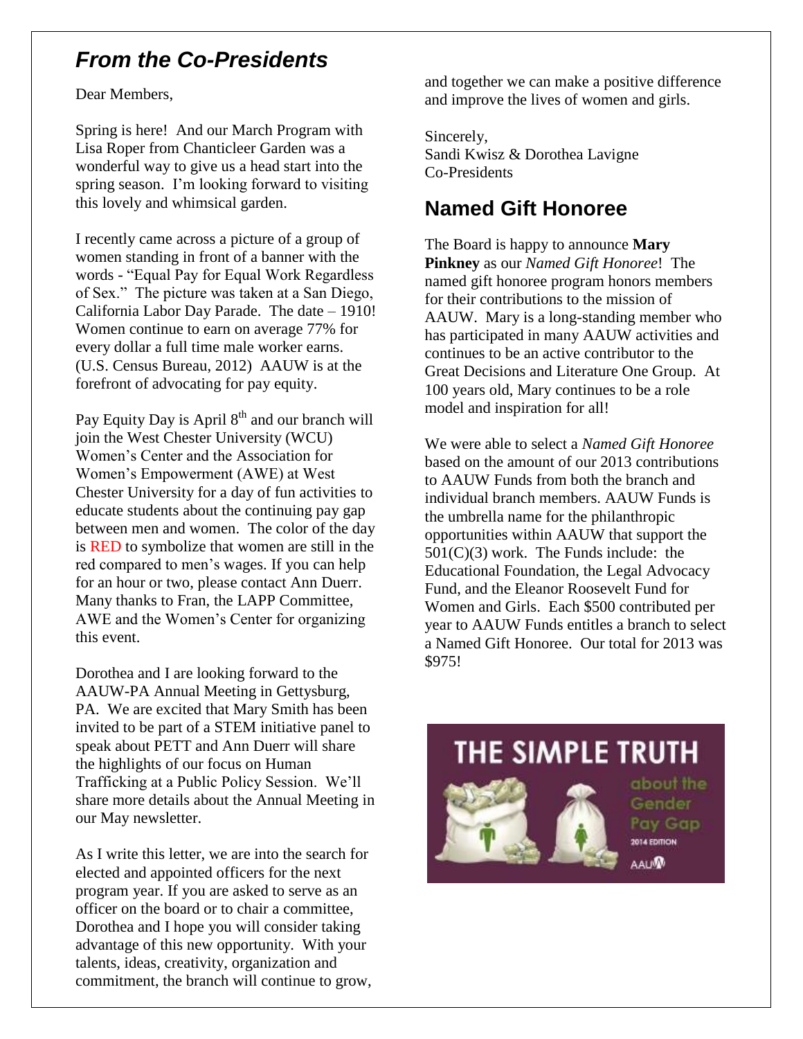## *From the Co-Presidents*

Dear Members,

Spring is here! And our March Program with Lisa Roper from Chanticleer Garden was a wonderful way to give us a head start into the spring season. I'm looking forward to visiting this lovely and whimsical garden.

I recently came across a picture of a group of women standing in front of a banner with the words - "Equal Pay for Equal Work Regardless of Sex." The picture was taken at a San Diego, California Labor Day Parade. The date – 1910! Women continue to earn on average 77% for every dollar a full time male worker earns. (U.S. Census Bureau, 2012) AAUW is at the forefront of advocating for pay equity.

Pay Equity Day is April 8th and our branch will join the West Chester University (WCU) Women's Center and the Association for Women's Empowerment (AWE) at West Chester University for a day of fun activities to educate students about the continuing pay gap between men and women. The color of the day is RED to symbolize that women are still in the red compared to men's wages. If you can help for an hour or two, please contact Ann Duerr. Many thanks to Fran, the LAPP Committee, AWE and the Women's Center for organizing this event.

Dorothea and I are looking forward to the AAUW-PA Annual Meeting in Gettysburg, PA. We are excited that Mary Smith has been invited to be part of a STEM initiative panel to speak about PETT and Ann Duerr will share the highlights of our focus on Human Trafficking at a Public Policy Session. We'll share more details about the Annual Meeting in our May newsletter.

As I write this letter, we are into the search for elected and appointed officers for the next program year. If you are asked to serve as an officer on the board or to chair a committee, Dorothea and I hope you will consider taking advantage of this new opportunity. With your talents, ideas, creativity, organization and commitment, the branch will continue to grow, and together we can make a positive difference and improve the lives of women and girls.

Sincerely,
Sandi Kwisz & Dorothea Lavigne
Co-Presidents

## Named Gift Honoree

The Board is happy to announce **Mary Pinkney** as our *Named Gift Honoree*! The named gift honoree program honors members for their contributions to the mission of AAUW. Mary is a long-standing member who has participated in many AAUW activities and continues to be an active contributor to the Great Decisions and Literature One Group. At 100 years old, Mary continues to be a role model and inspiration for all!

We were able to select a *Named Gift Honoree* based on the amount of our 2013 contributions to AAUW Funds from both the branch and individual branch members. AAUW Funds is the umbrella name for the philanthropic opportunities within AAUW that support the 501(C)(3) work. The Funds include: the Educational Foundation, the Legal Advocacy Fund, and the Eleanor Roosevelt Fund for Women and Girls. Each $500 contributed per year to AAUW Funds entitles a branch to select a Named Gift Honoree. Our total for 2013 was $975!

THE SIMPLE TRUTH about the Gender Pay Gap 2014 EDITION AAUW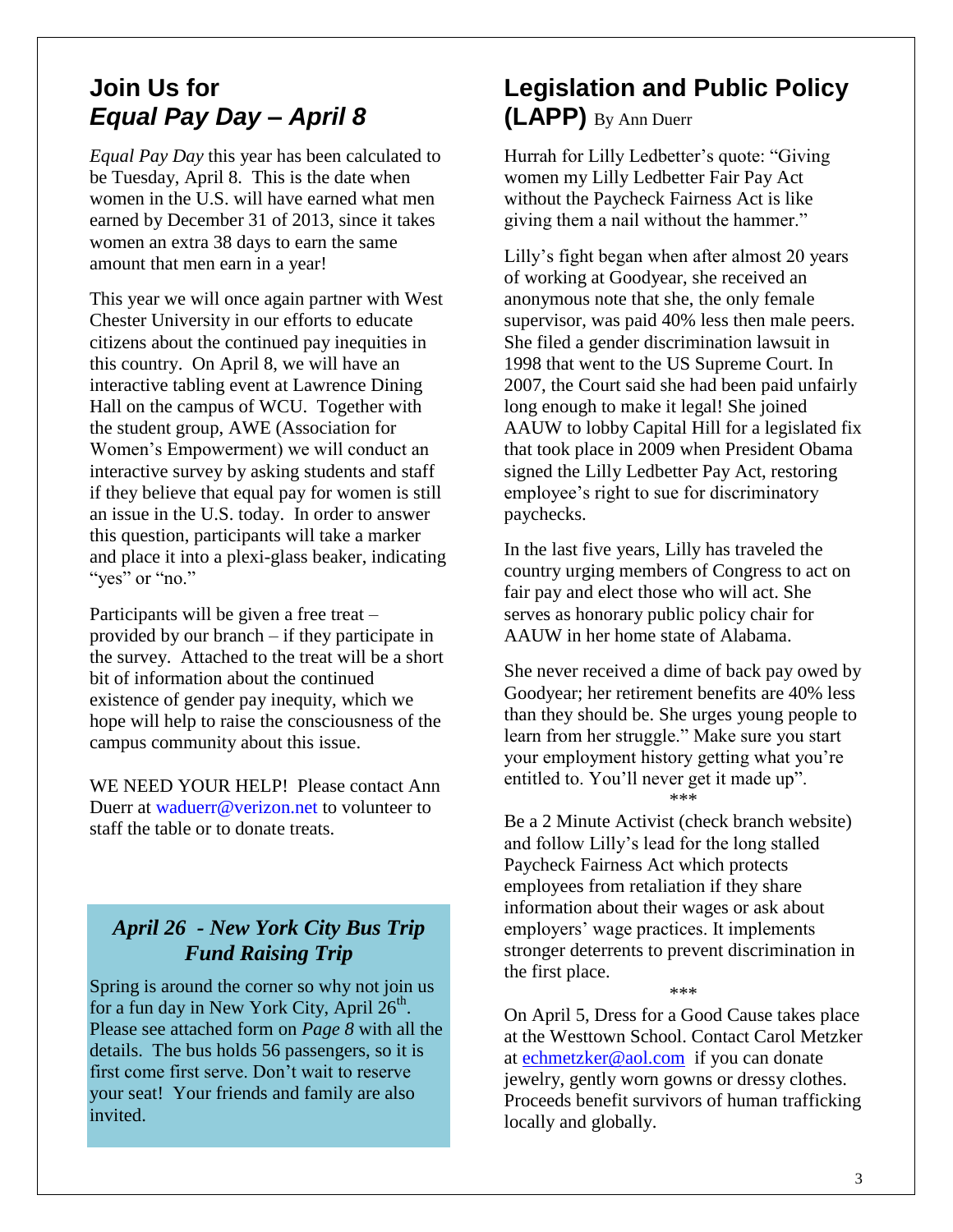## Join Us for *Equal Pay Day – April 8*

*Equal Pay Day* this year has been calculated to be Tuesday, April 8. This is the date when women in the U.S. will have earned what men earned by December 31 of 2013, since it takes women an extra 38 days to earn the same amount that men earn in a year!

This year we will once again partner with West Chester University in our efforts to educate citizens about the continued pay inequities in this country. On April 8, we will have an interactive tabling event at Lawrence Dining Hall on the campus of WCU. Together with the student group, AWE (Association for Women's Empowerment) we will conduct an interactive survey by asking students and staff if they believe that equal pay for women is still an issue in the U.S. today. In order to answer this question, participants will take a marker and place it into a plexi-glass beaker, indicating "yes" or "no."

Participants will be given a free treat – provided by our branch – if they participate in the survey. Attached to the treat will be a short bit of information about the continued existence of gender pay inequity, which we hope will help to raise the consciousness of the campus community about this issue.

WE NEED YOUR HELP! Please contact Ann Duerr at waduerr@verizon.net to volunteer to staff the table or to donate treats.

### *April 26 - New York City Bus Trip Fund Raising Trip*

Spring is around the corner so why not join us for a fun day in New York City, April 26th. Please see attached form on *Page 8* with all the details. The bus holds 56 passengers, so it is first come first serve. Don't wait to reserve your seat! Your friends and family are also invited.

## Legislation and Public Policy (LAPP) By Ann Duerr

Hurrah for Lilly Ledbetter's quote: "Giving women my Lilly Ledbetter Fair Pay Act without the Paycheck Fairness Act is like giving them a nail without the hammer."

Lilly's fight began when after almost 20 years of working at Goodyear, she received an anonymous note that she, the only female supervisor, was paid 40% less then male peers. She filed a gender discrimination lawsuit in 1998 that went to the US Supreme Court. In 2007, the Court said she had been paid unfairly long enough to make it legal! She joined AAUW to lobby Capital Hill for a legislated fix that took place in 2009 when President Obama signed the Lilly Ledbetter Pay Act, restoring employee's right to sue for discriminatory paychecks.

In the last five years, Lilly has traveled the country urging members of Congress to act on fair pay and elect those who will act. She serves as honorary public policy chair for AAUW in her home state of Alabama.

She never received a dime of back pay owed by Goodyear; her retirement benefits are 40% less than they should be. She urges young people to learn from her struggle." Make sure you start your employment history getting what you're entitled to. You'll never get it made up".

\*\*\*

Be a 2 Minute Activist (check branch website) and follow Lilly's lead for the long stalled Paycheck Fairness Act which protects employees from retaliation if they share information about their wages or ask about employers' wage practices. It implements stronger deterrents to prevent discrimination in the first place.

\*\*\*

On April 5, Dress for a Good Cause takes place at the Westtown School. Contact Carol Metzker at echmetzker@aol.com if you can donate jewelry, gently worn gowns or dressy clothes. Proceeds benefit survivors of human trafficking locally and globally.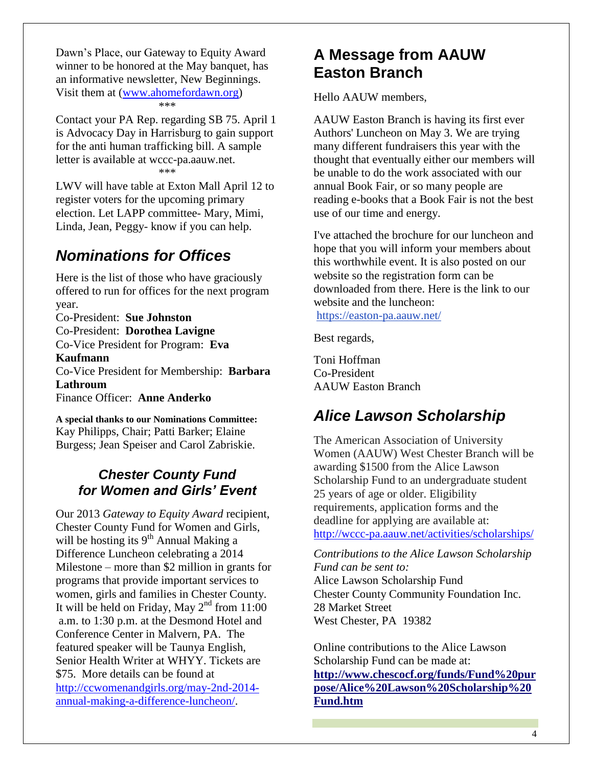Dawn's Place, our Gateway to Equity Award winner to be honored at the May banquet, has an informative newsletter, New Beginnings. Visit them at (www.ahomefordawn.org)

***

Contact your PA Rep. regarding SB 75. April 1 is Advocacy Day in Harrisburg to gain support for the anti human trafficking bill. A sample letter is available at wccc-pa.aauw.net.

***

LWV will have table at Exton Mall April 12 to register voters for the upcoming primary election. Let LAPP committee- Mary, Mimi, Linda, Jean, Peggy- know if you can help.

## *Nominations for Offices*

Here is the list of those who have graciously offered to run for offices for the next program year.
Co-President: **Sue Johnston**
Co-President: **Dorothea Lavigne**
Co-Vice President for Program: **Eva Kaufmann**
Co-Vice President for Membership: **Barbara Lathroum**
Finance Officer: **Anne Anderko**

**A special thanks to our Nominations Committee:** Kay Philipps, Chair; Patti Barker; Elaine Burgess; Jean Speiser and Carol Zabriskie.

### *Chester County Fund for Women and Girls' Event*

Our 2013 *Gateway to Equity Award* recipient, Chester County Fund for Women and Girls, will be hosting its 9th Annual Making a Difference Luncheon celebrating a 2014 Milestone – more than $2 million in grants for programs that provide important services to women, girls and families in Chester County. It will be held on Friday, May 2nd from 11:00 a.m. to 1:30 p.m. at the Desmond Hotel and Conference Center in Malvern, PA. The featured speaker will be Taunya English, Senior Health Writer at WHYY. Tickets are $75. More details can be found at http://ccwomenandgirls.org/may-2nd-2014-annual-making-a-difference-luncheon/.

## A Message from AAUW Easton Branch

Hello AAUW members,

AAUW Easton Branch is having its first ever Authors' Luncheon on May 3. We are trying many different fundraisers this year with the thought that eventually either our members will be unable to do the work associated with our annual Book Fair, or so many people are reading e-books that a Book Fair is not the best use of our time and energy.

I've attached the brochure for our luncheon and hope that you will inform your members about this worthwhile event. It is also posted on our website so the registration form can be downloaded from there. Here is the link to our website and the luncheon:
https://easton-pa.aauw.net/

Best regards,

Toni Hoffman
Co-President
AAUW Easton Branch

## *Alice Lawson Scholarship*

The American Association of University Women (AAUW) West Chester Branch will be awarding $1500 from the Alice Lawson Scholarship Fund to an undergraduate student 25 years of age or older. Eligibility requirements, application forms and the deadline for applying are available at: http://wccc-pa.aauw.net/activities/scholarships/

*Contributions to the Alice Lawson Scholarship Fund can be sent to:*
Alice Lawson Scholarship Fund
Chester County Community Foundation Inc.
28 Market Street
West Chester, PA 19382

Online contributions to the Alice Lawson Scholarship Fund can be made at:
**http://www.chescocf.org/funds/Fund%20purpose/Alice%20Lawson%20Scholarship%20Fund.htm**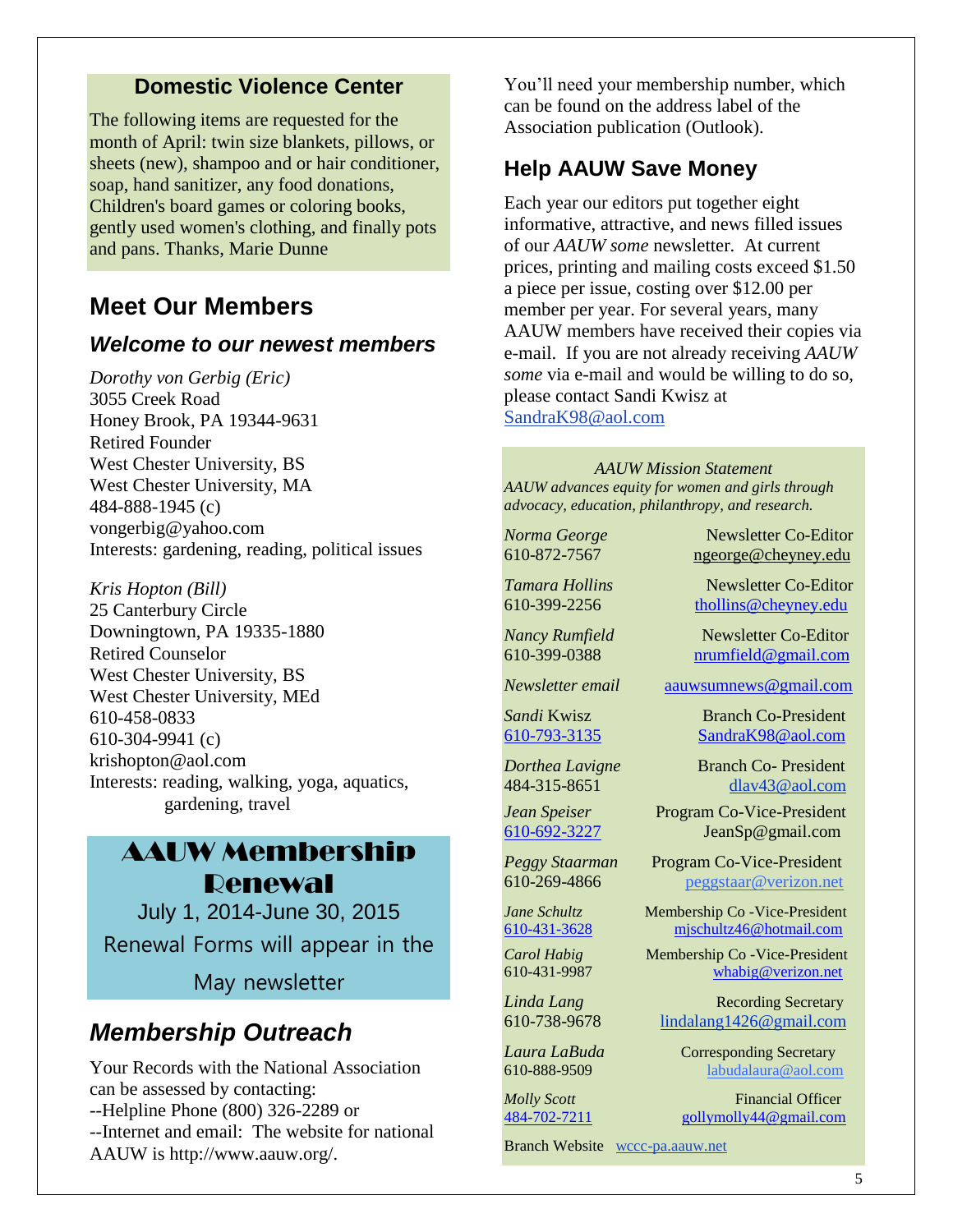## Domestic Violence Center

The following items are requested for the month of April: twin size blankets, pillows, or sheets (new), shampoo and or hair conditioner, soap, hand sanitizer, any food donations, Children's board games or coloring books, gently used women's clothing, and finally pots and pans. Thanks, Marie Dunne

## Meet Our Members

### *Welcome to our newest members*

*Dorothy von Gerbig (Eric)*
3055 Creek Road
Honey Brook, PA 19344-9631
Retired Founder
West Chester University, BS
West Chester University, MA
484-888-1945 (c)
vongerbig@yahoo.com
Interests: gardening, reading, political issues

*Kris Hopton (Bill)*
25 Canterbury Circle
Downingtown, PA 19335-1880
Retired Counselor
West Chester University, BS
West Chester University, MEd
610-458-0833
610-304-9941 (c)
krishopton@aol.com
Interests: reading, walking, yoga, aquatics, gardening, travel

## AAUW Membership Renewal

July 1, 2014-June 30, 2015

Renewal Forms will appear in the May newsletter

## *Membership Outreach*

Your Records with the National Association can be assessed by contacting:
--Helpline Phone (800) 326-2289 or
--Internet and email: The website for national AAUW is http://www.aauw.org/.

You'll need your membership number, which can be found on the address label of the Association publication (Outlook).

## Help AAUW Save Money

Each year our editors put together eight informative, attractive, and news filled issues of our *AAUW some* newsletter. At current prices, printing and mailing costs exceed $1.50 a piece per issue, costing over $12.00 per member per year. For several years, many AAUW members have received their copies via e-mail. If you are not already receiving *AAUW some* via e-mail and would be willing to do so, please contact Sandi Kwisz at SandraK98@aol.com

*AAUW Mission Statement*
*AAUW advances equity for women and girls through advocacy, education, philanthropy, and research.*

| | |
|---|---|
| *Norma George* 610-872-7567 | Newsletter Co-Editor ngeorge@cheyney.edu |
| *Tamara Hollins* 610-399-2256 | Newsletter Co-Editor thollins@cheyney.edu |
| *Nancy Rumfield* 610-399-0388 | Newsletter Co-Editor nrumfield@gmail.com |
| *Newsletter email* | aauwsumnews@gmail.com |
| *Sandi* Kwisz 610-793-3135 | Branch Co-President SandraK98@aol.com |
| *Dorthea Lavigne* 484-315-8651 | Branch Co- President dlav43@aol.com |
| *Jean Speiser* 610-692-3227 | Program Co-Vice-President JeanSp@gmail.com |
| *Peggy Staarman* 610-269-4866 | Program Co-Vice-President peggstaar@verizon.net |
| *Jane Schultz* 610-431-3628 | Membership Co -Vice-President mjschultz46@hotmail.com |
| *Carol Habig* 610-431-9987 | Membership Co -Vice-President whabig@verizon.net |
| *Linda Lang* 610-738-9678 | Recording Secretary lindalang1426@gmail.com |
| *Laura LaBuda* 610-888-9509 | Corresponding Secretary labudalaura@aol.com |
| *Molly Scott* 484-702-7211 | Financial Officer gollymolly44@gmail.com |

Branch Website wccc-pa.aauw.net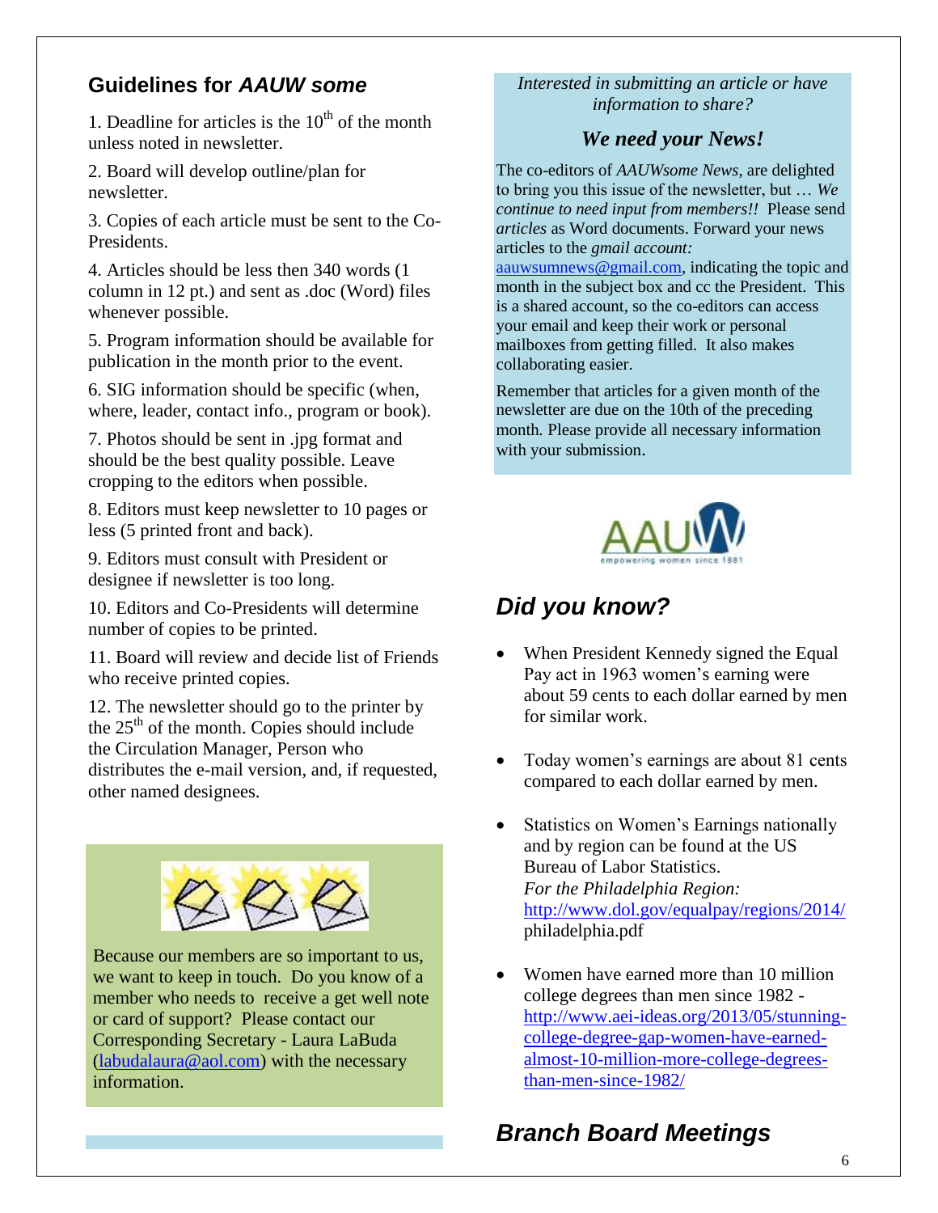## Guidelines for *AAUW some*

1. Deadline for articles is the 10th of the month unless noted in newsletter.

2. Board will develop outline/plan for newsletter.

3. Copies of each article must be sent to the Co-Presidents.

4. Articles should be less then 340 words (1 column in 12 pt.) and sent as .doc (Word) files whenever possible.

5. Program information should be available for publication in the month prior to the event.

6. SIG information should be specific (when, where, leader, contact info., program or book).

7. Photos should be sent in .jpg format and should be the best quality possible. Leave cropping to the editors when possible.

8. Editors must keep newsletter to 10 pages or less (5 printed front and back).

9. Editors must consult with President or designee if newsletter is too long.

10. Editors and Co-Presidents will determine number of copies to be printed.

11. Board will review and decide list of Friends who receive printed copies.

12. The newsletter should go to the printer by the 25th of the month. Copies should include the Circulation Manager, Person who distributes the e-mail version, and, if requested, other named designees.

Because our members are so important to us, we want to keep in touch. Do you know of a member who needs to receive a get well note or card of support? Please contact our Corresponding Secretary - Laura LaBuda (labudalaura@aol.com) with the necessary information.

*Interested in submitting an article or have information to share?*

### *We need your News!*

The co-editors of *AAUWsome News*, are delighted to bring you this issue of the newsletter, but … *We continue to need input from members!!* Please send *articles* as Word documents. Forward your news articles to the *gmail account:* aauwsumnews@gmail.com, indicating the topic and month in the subject box and cc the President. This is a shared account, so the co-editors can access your email and keep their work or personal mailboxes from getting filled. It also makes collaborating easier.

Remember that articles for a given month of the newsletter are due on the 10th of the preceding month. Please provide all necessary information with your submission.

AAUW empowering women since 1881

## *Did you know?*

- When President Kennedy signed the Equal Pay act in 1963 women's earning were about 59 cents to each dollar earned by men for similar work.

- Today women's earnings are about 81 cents compared to each dollar earned by men.

- Statistics on Women's Earnings nationally and by region can be found at the US Bureau of Labor Statistics.
  *For the Philadelphia Region:*
  http://www.dol.gov/equalpay/regions/2014/philadelphia.pdf

- Women have earned more than 10 million college degrees than men since 1982 - http://www.aei-ideas.org/2013/05/stunning-college-degree-gap-women-have-earned-almost-10-million-more-college-degrees-than-men-since-1982/

## *Branch Board Meetings*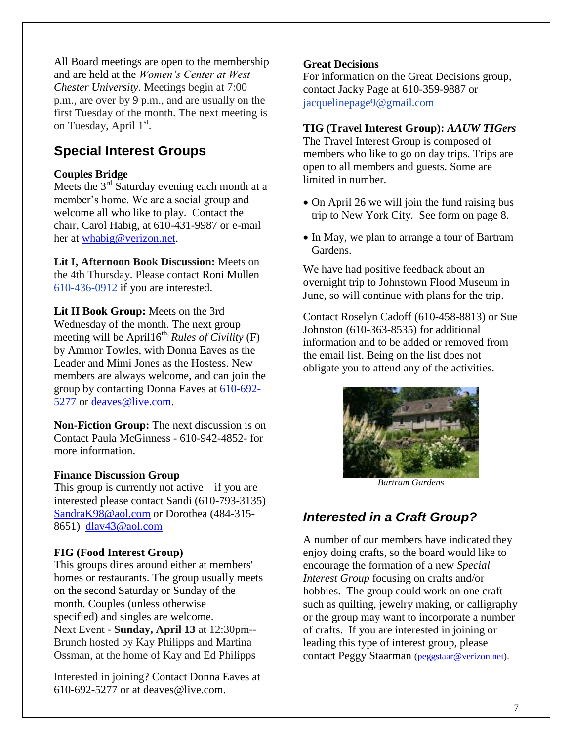All Board meetings are open to the membership and are held at the *Women's Center at West Chester University.* Meetings begin at 7:00 p.m., are over by 9 p.m., and are usually on the first Tuesday of the month. The next meeting is on Tuesday, April 1st.

## Special Interest Groups

**Couples Bridge**
Meets the 3rd Saturday evening each month at a member's home. We are a social group and welcome all who like to play. Contact the chair, Carol Habig, at 610-431-9987 or e-mail her at whabig@verizon.net.

**Lit I, Afternoon Book Discussion:** Meets on the 4th Thursday. Please contact Roni Mullen 610-436-0912 if you are interested.

**Lit II Book Group:** Meets on the 3rd Wednesday of the month. The next group meeting will be April16th, *Rules of Civility* (F) by Ammor Towles, with Donna Eaves as the Leader and Mimi Jones as the Hostess. New members are always welcome, and can join the group by contacting Donna Eaves at 610-692-5277 or deaves@live.com.

**Non-Fiction Group:** The next discussion is on Contact Paula McGinness - 610-942-4852- for more information.

**Finance Discussion Group**
This group is currently not active – if you are interested please contact Sandi (610-793-3135) SandraK98@aol.com or Dorothea (484-315-8651) dlav43@aol.com

**FIG (Food Interest Group)**
This groups dines around either at members' homes or restaurants. The group usually meets on the second Saturday or Sunday of the month. Couples (unless otherwise specified) and singles are welcome.
Next Event - **Sunday, April 13** at 12:30pm--Brunch hosted by Kay Philipps and Martina Ossman, at the home of Kay and Ed Philipps

Interested in joining? Contact Donna Eaves at 610-692-5277 or at deaves@live.com.

**Great Decisions**
For information on the Great Decisions group, contact Jacky Page at 610-359-9887 or jacquelinepage9@gmail.com

**TIG (Travel Interest Group): *AAUW TIGers***
The Travel Interest Group is composed of members who like to go on day trips. Trips are open to all members and guests. Some are limited in number.

- On April 26 we will join the fund raising bus trip to New York City. See form on page 8.
- In May, we plan to arrange a tour of Bartram Gardens.

We have had positive feedback about an overnight trip to Johnstown Flood Museum in June, so will continue with plans for the trip.

Contact Roselyn Cadoff (610-458-8813) or Sue Johnston (610-363-8535) for additional information and to be added or removed from the email list. Being on the list does not obligate you to attend any of the activities.

*Bartram Gardens*

## *Interested in a Craft Group?*

A number of our members have indicated they enjoy doing crafts, so the board would like to encourage the formation of a new *Special Interest Group* focusing on crafts and/or hobbies. The group could work on one craft such as quilting, jewelry making, or calligraphy or the group may want to incorporate a number of crafts. If you are interested in joining or leading this type of interest group, please contact Peggy Staarman (peggstaar@verizon.net).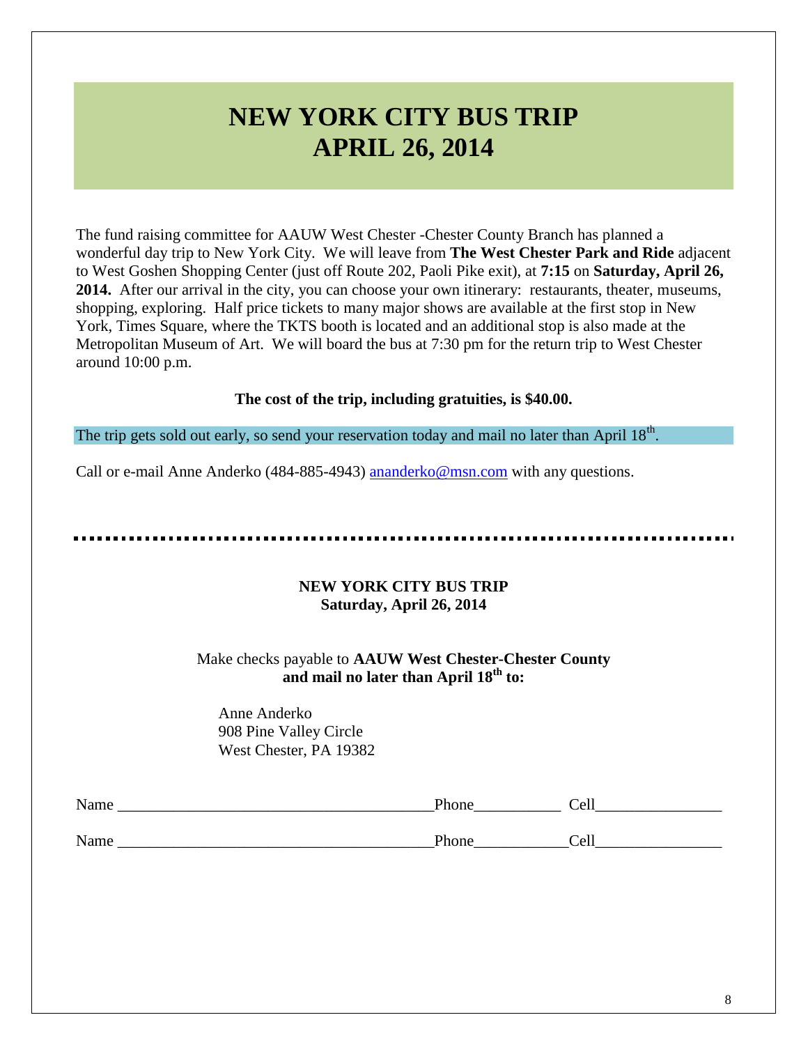# NEW YORK CITY BUS TRIP
# APRIL 26, 2014

The fund raising committee for AAUW West Chester -Chester County Branch has planned a wonderful day trip to New York City. We will leave from **The West Chester Park and Ride** adjacent to West Goshen Shopping Center (just off Route 202, Paoli Pike exit), at **7:15** on **Saturday, April 26, 2014.** After our arrival in the city, you can choose your own itinerary: restaurants, theater, museums, shopping, exploring. Half price tickets to many major shows are available at the first stop in New York, Times Square, where the TKTS booth is located and an additional stop is also made at the Metropolitan Museum of Art. We will board the bus at 7:30 pm for the return trip to West Chester around 10:00 p.m.

**The cost of the trip, including gratuities, is $40.00.**

The trip gets sold out early, so send your reservation today and mail no later than April 18th.

Call or e-mail Anne Anderko (484-885-4943) [ananderko@msn.com](mailto:ananderko@msn.com) with any questions.

---

**NEW YORK CITY BUS TRIP**
**Saturday, April 26, 2014**

Make checks payable to **AAUW West Chester-Chester County and mail no later than April 18th to:**

Anne Anderko
908 Pine Valley Circle
West Chester, PA 19382

Name ________________________________________ Phone___________ Cell________________

Name ________________________________________ Phone___________ Cell________________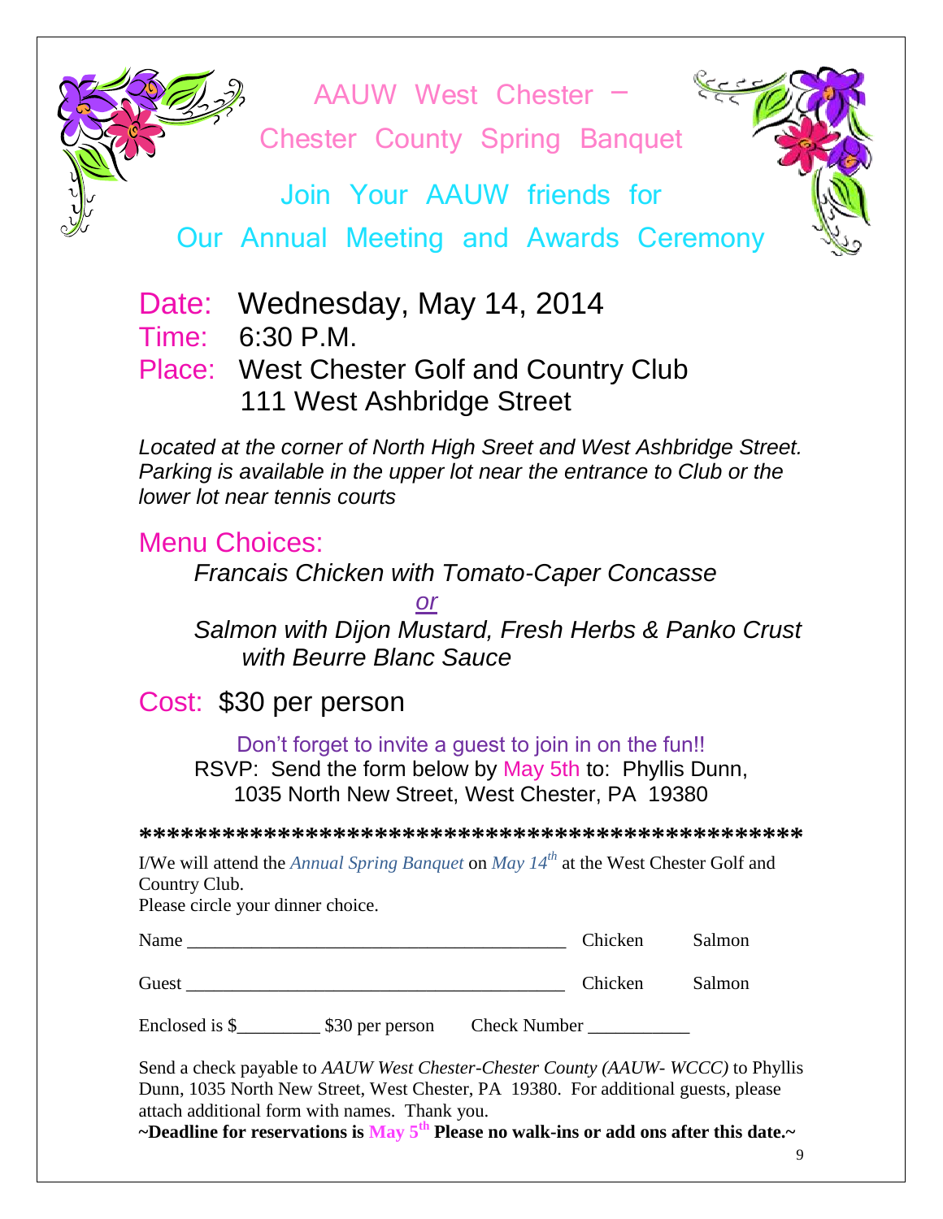# AAUW West Chester – Chester County Spring Banquet

## Join Your AAUW friends for Our Annual Meeting and Awards Ceremony

Date: Wednesday, May 14, 2014

Time: 6:30 P.M.

Place: West Chester Golf and Country Club
111 West Ashbridge Street

*Located at the corner of North High Sreet and West Ashbridge Street. Parking is available in the upper lot near the entrance to Club or the lower lot near tennis courts*

## Menu Choices:

*Francais Chicken with Tomato-Caper Concasse*

*or*

*Salmon with Dijon Mustard, Fresh Herbs & Panko Crust with Beurre Blanc Sauce*

## Cost: $30 per person

Don't forget to invite a guest to join in on the fun!!

RSVP: Send the form below by May 5th to: Phyllis Dunn, 1035 North New Street, West Chester, PA 19380

**********************************************

I/We will attend the *Annual Spring Banquet* on *May 14th* at the West Chester Golf and Country Club.
Please circle your dinner choice.

Name ________________________________________ Chicken Salmon

Guest ________________________________________ Chicken Salmon

Enclosed is $_________ $30 per person Check Number ___________

Send a check payable to *AAUW West Chester-Chester County (AAUW- WCCC)* to Phyllis Dunn, 1035 North New Street, West Chester, PA 19380. For additional guests, please attach additional form with names. Thank you.

**~Deadline for reservations is May 5th Please no walk-ins or add ons after this date.~**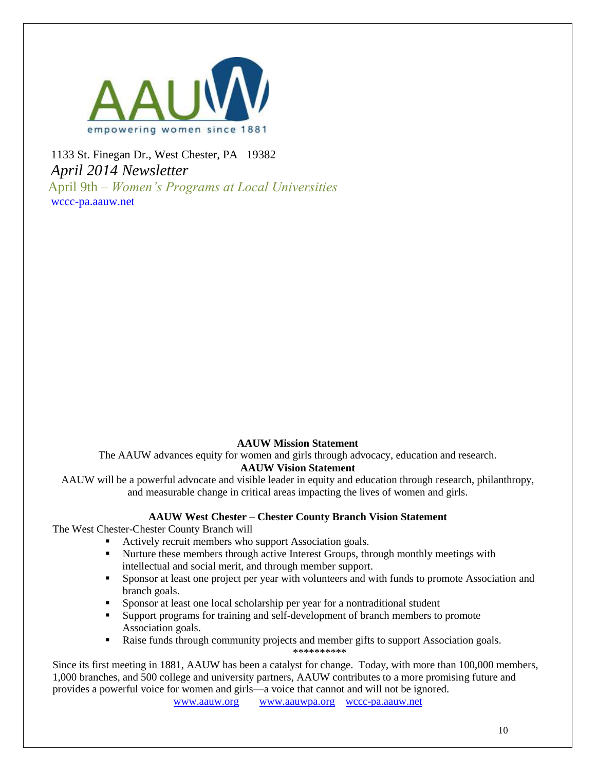AAUW

empowering women since 1881

1133 St. Finegan Dr., West Chester, PA 19382

*April 2014 Newsletter*

April 9th – *Women's Programs at Local Universities*

wccc-pa.aauw.net

**AAUW Mission Statement**

The AAUW advances equity for women and girls through advocacy, education and research.

**AAUW Vision Statement**

AAUW will be a powerful advocate and visible leader in equity and education through research, philanthropy, and measurable change in critical areas impacting the lives of women and girls.

**AAUW West Chester – Chester County Branch Vision Statement**

The West Chester-Chester County Branch will

- Actively recruit members who support Association goals.
- Nurture these members through active Interest Groups, through monthly meetings with intellectual and social merit, and through member support.
- Sponsor at least one project per year with volunteers and with funds to promote Association and branch goals.
- Sponsor at least one local scholarship per year for a nontraditional student
- Support programs for training and self-development of branch members to promote Association goals.
- Raise funds through community projects and member gifts to support Association goals.

**********

Since its first meeting in 1881, AAUW has been a catalyst for change. Today, with more than 100,000 members, 1,000 branches, and 500 college and university partners, AAUW contributes to a more promising future and provides a powerful voice for women and girls—a voice that cannot and will not be ignored.

www.aauw.org www.aauwpa.org wccc-pa.aauw.net